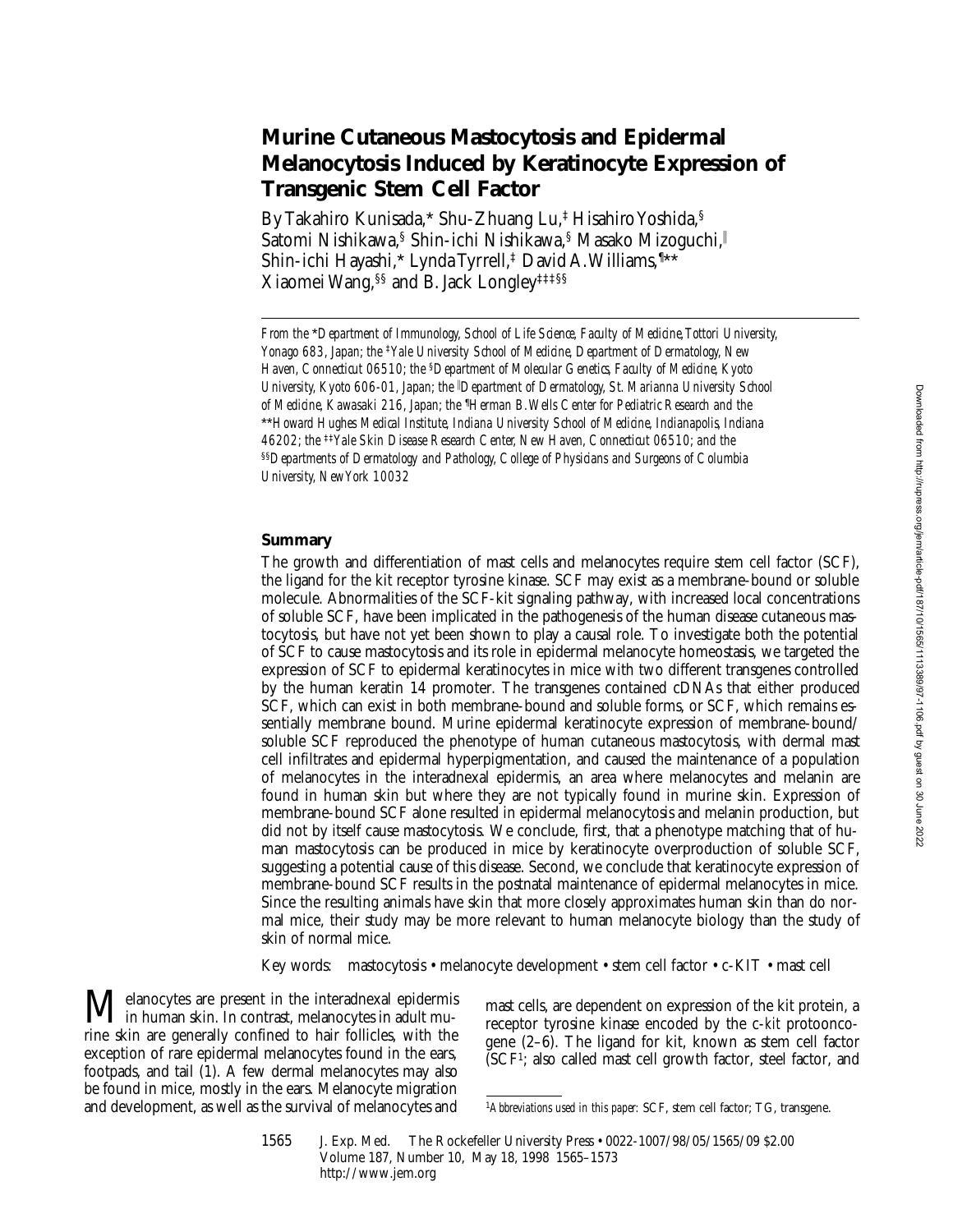# Murine Cutaneous Mastocytosis and Epidermal Melanocytosis Induced by Keratinocyte Expression of Transgenic Stem Cell Factor

By Takahiro Kunisada,* Shu-Zhuang Lu,‡ Hisahiro Yoshida,§ Satomi Nishikawa,§ Shin-ichi Nishikawa,§ Masako Mizoguchi,‖ Shin-ichi Hayashi,* Lynda Tyrrell,‡ David A. Williams,¶** Xiaomei Wang,§§ and B. Jack Longley‡‡‡§§

*From the \*Department of Immunology, School of Life Science, Faculty of Medicine, Tottori University, Yonago 683, Japan; the ‡Yale University School of Medicine, Department of Dermatology, New Haven, Connecticut 06510; the §Department of Molecular Genetics, Faculty of Medicine, Kyoto University, Kyoto 606-01, Japan; the ‖Department of Dermatology, St. Marianna University School of Medicine, Kawasaki 216, Japan; the ¶Herman B. Wells Center for Pediatric Research and the \*\*Howard Hughes Medical Institute, Indiana University School of Medicine, Indianapolis, Indiana 46202; the ‡‡Yale Skin Disease Research Center, New Haven, Connecticut 06510; and the §§Departments of Dermatology and Pathology, College of Physicians and Surgeons of Columbia University, New York 10032*

## Summary

The growth and differentiation of mast cells and melanocytes require stem cell factor (SCF), the ligand for the kit receptor tyrosine kinase. SCF may exist as a membrane-bound or soluble molecule. Abnormalities of the SCF-kit signaling pathway, with increased local concentrations of soluble SCF, have been implicated in the pathogenesis of the human disease cutaneous mastocytosis, but have not yet been shown to play a causal role. To investigate both the potential of SCF to cause mastocytosis and its role in epidermal melanocyte homeostasis, we targeted the expression of SCF to epidermal keratinocytes in mice with two different transgenes controlled by the human keratin 14 promoter. The transgenes contained cDNAs that either produced SCF, which can exist in both membrane-bound and soluble forms, or SCF, which remains essentially membrane bound. Murine epidermal keratinocyte expression of membrane-bound/soluble SCF reproduced the phenotype of human cutaneous mastocytosis, with dermal mast cell infiltrates and epidermal hyperpigmentation, and caused the maintenance of a population of melanocytes in the interadnexal epidermis, an area where melanocytes and melanin are found in human skin but where they are not typically found in murine skin. Expression of membrane-bound SCF alone resulted in epidermal melanocytosis and melanin production, but did not by itself cause mastocytosis. We conclude, first, that a phenotype matching that of human mastocytosis can be produced in mice by keratinocyte overproduction of soluble SCF, suggesting a potential cause of this disease. Second, we conclude that keratinocyte expression of membrane-bound SCF results in the postnatal maintenance of epidermal melanocytes in mice. Since the resulting animals have skin that more closely approximates human skin than do normal mice, their study may be more relevant to human melanocyte biology than the study of skin of normal mice.

Key words: mastocytosis • melanocyte development • stem cell factor • c-KIT • mast cell

Melanocytes are present in the interadnexal epidermis in human skin. In contrast, melanocytes in adult murine skin are generally confined to hair follicles, with the exception of rare epidermal melanocytes found in the ears, footpads, and tail (1). A few dermal melanocytes may also be found in mice, mostly in the ears. Melanocyte migration and development, as well as the survival of melanocytes and mast cells, are dependent on expression of the kit protein, a receptor tyrosine kinase encoded by the c-*kit* protooncogene (2–6). The ligand for kit, known as stem cell factor (SCF[1]; also called mast cell growth factor, steel factor, and

[1] *Abbreviations used in this paper:* SCF, stem cell factor; TG, transgene.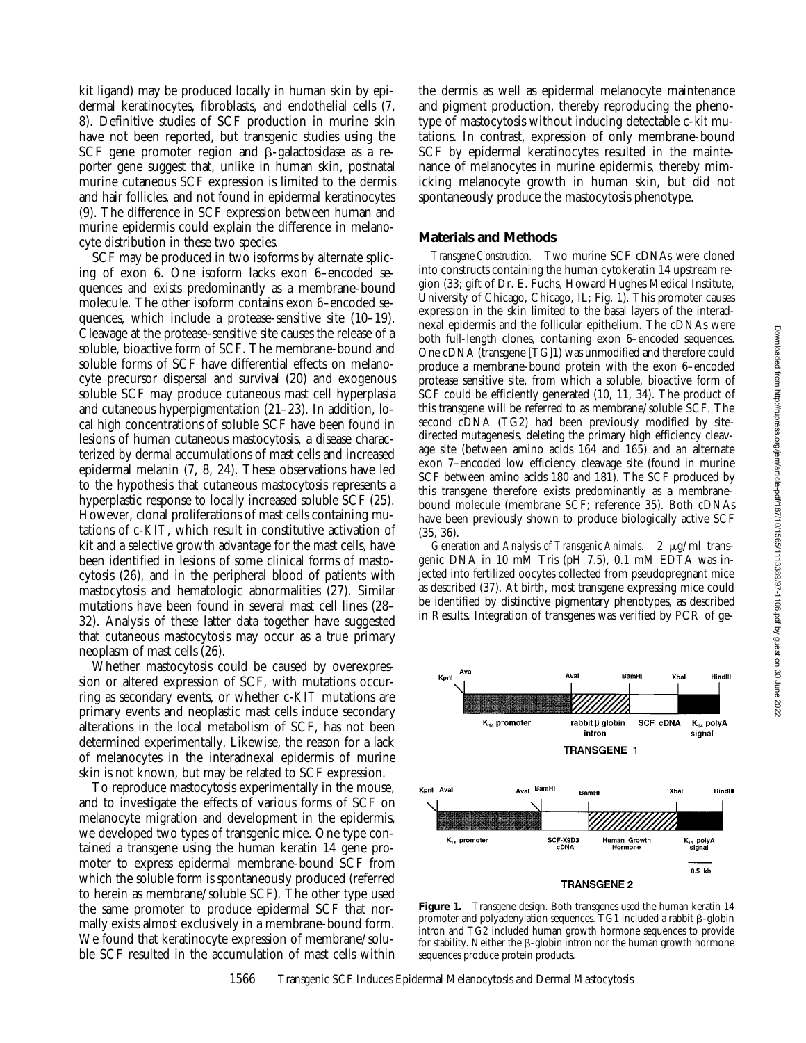kit ligand) may be produced locally in human skin by epidermal keratinocytes, fibroblasts, and endothelial cells (7, 8). Definitive studies of SCF production in murine skin have not been reported, but transgenic studies using the SCF gene promoter region and β-galactosidase as a reporter gene suggest that, unlike in human skin, postnatal murine cutaneous SCF expression is limited to the dermis and hair follicles, and not found in epidermal keratinocytes (9). The difference in SCF expression between human and murine epidermis could explain the difference in melanocyte distribution in these two species.

SCF may be produced in two isoforms by alternate splicing of exon 6. One isoform lacks exon 6–encoded sequences and exists predominantly as a membrane-bound molecule. The other isoform contains exon 6–encoded sequences, which include a protease-sensitive site (10–19). Cleavage at the protease-sensitive site causes the release of a soluble, bioactive form of SCF. The membrane-bound and soluble forms of SCF have differential effects on melanocyte precursor dispersal and survival (20) and exogenous soluble SCF may produce cutaneous mast cell hyperplasia and cutaneous hyperpigmentation (21–23). In addition, local high concentrations of soluble SCF have been found in lesions of human cutaneous mastocytosis, a disease characterized by dermal accumulations of mast cells and increased epidermal melanin (7, 8, 24). These observations have led to the hypothesis that cutaneous mastocytosis represents a hyperplastic response to locally increased soluble SCF (25). However, clonal proliferations of mast cells containing mutations of c-*KIT*, which result in constitutive activation of kit and a selective growth advantage for the mast cells, have been identified in lesions of some clinical forms of mastocytosis (26), and in the peripheral blood of patients with mastocytosis and hematologic abnormalities (27). Similar mutations have been found in several mast cell lines (28–32). Analysis of these latter data together have suggested that cutaneous mastocytosis may occur as a true primary neoplasm of mast cells (26).

Whether mastocytosis could be caused by overexpression or altered expression of SCF, with mutations occurring as secondary events, or whether c-*KIT* mutations are primary events and neoplastic mast cells induce secondary alterations in the local metabolism of SCF, has not been determined experimentally. Likewise, the reason for a lack of melanocytes in the interadnexal epidermis of murine skin is not known, but may be related to SCF expression.

To reproduce mastocytosis experimentally in the mouse, and to investigate the effects of various forms of SCF on melanocyte migration and development in the epidermis, we developed two types of transgenic mice. One type contained a transgene using the human keratin 14 gene promoter to express epidermal membrane-bound SCF from which the soluble form is spontaneously produced (referred to herein as membrane/soluble SCF). The other type used the same promoter to produce epidermal SCF that normally exists almost exclusively in a membrane-bound form. We found that keratinocyte expression of membrane/soluble SCF resulted in the accumulation of mast cells within the dermis as well as epidermal melanocyte maintenance and pigment production, thereby reproducing the phenotype of mastocytosis without inducing detectable c-*kit* mutations. In contrast, expression of only membrane-bound SCF by epidermal keratinocytes resulted in the maintenance of melanocytes in murine epidermis, thereby mimicking melanocyte growth in human skin, but did not spontaneously produce the mastocytosis phenotype.

## Materials and Methods

*Transgene Construction.* Two murine SCF cDNAs were cloned into constructs containing the human cytokeratin 14 upstream region (33; gift of Dr. E. Fuchs, Howard Hughes Medical Institute, University of Chicago, Chicago, IL; Fig. 1). This promoter causes expression in the skin limited to the basal layers of the interadnexal epidermis and the follicular epithelium. The cDNAs were both full-length clones, containing exon 6–encoded sequences. One cDNA (transgene [TG]1) was unmodified and therefore could produce a membrane-bound protein with the exon 6–encoded protease sensitive site, from which a soluble, bioactive form of SCF could be efficiently generated (10, 11, 34). The product of this transgene will be referred to as membrane/soluble SCF. The second cDNA (TG2) had been previously modified by site-directed mutagenesis, deleting the primary high efficiency cleavage site (between amino acids 164 and 165) and an alternate exon 7–encoded low efficiency cleavage site (found in murine SCF between amino acids 180 and 181). The SCF produced by this transgene therefore exists predominantly as a membrane-bound molecule (membrane SCF; reference 35). Both cDNAs have been previously shown to produce biologically active SCF (35, 36).

*Generation and Analysis of Transgenic Animals.* 2 μg/ml transgenic DNA in 10 mM Tris (pH 7.5), 0.1 mM EDTA was injected into fertilized oocytes collected from pseudopregnant mice as described (37). At birth, most transgene expressing mice could be identified by distinctive pigmentary phenotypes, as described in Results. Integration of transgenes was verified by PCR of ge-

**Figure 1.** Transgene design. Both transgenes used the human keratin 14 promoter and polyadenylation sequences. TG1 included a rabbit β-globin intron and TG2 included human growth hormone sequences to provide for stability. Neither the β-globin intron nor the human growth hormone sequences produce protein products.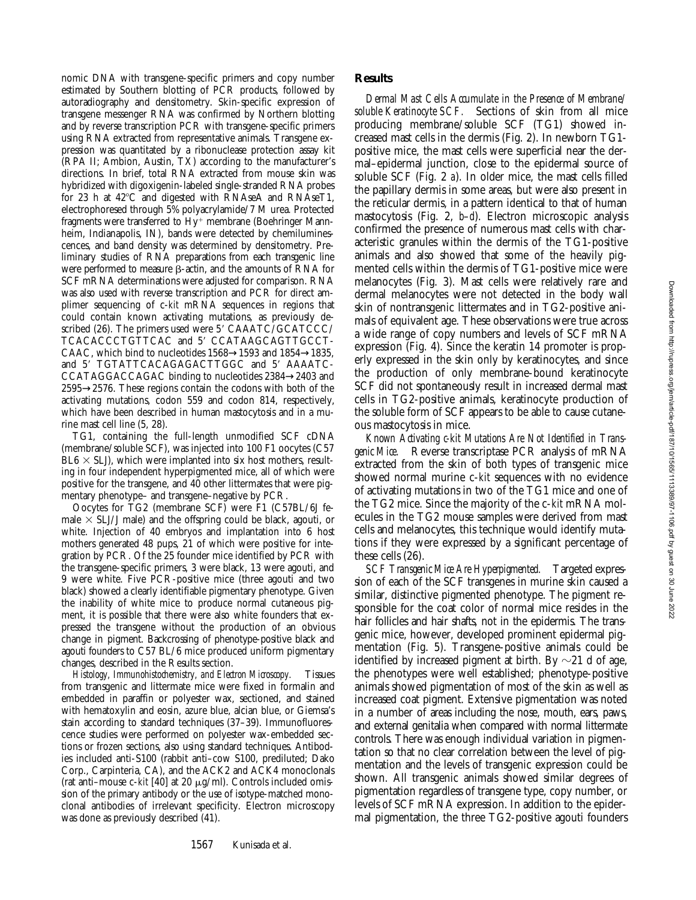nomic DNA with transgene-specific primers and copy number estimated by Southern blotting of PCR products, followed by autoradiography and densitometry. Skin-specific expression of transgene messenger RNA was confirmed by Northern blotting and by reverse transcription PCR with transgene-specific primers using RNA extracted from representative animals. Transgene expression was quantitated by a ribonuclease protection assay kit (RPA II; Ambion, Austin, TX) according to the manufacturer's directions. In brief, total RNA extracted from mouse skin was hybridized with digoxigenin-labeled single-stranded RNA probes for 23 h at 42°C and digested with RNAseA and RNAseT1, electrophoresed through 5% polyacrylamide/7 M urea. Protected fragments were transferred to Hy+ membrane (Boehringer Mannheim, Indianapolis, IN), bands were detected by chemiluminescences, and band density was determined by densitometry. Preliminary studies of RNA preparations from each transgenic line were performed to measure β-actin, and the amounts of RNA for SCF mRNA determinations were adjusted for comparison. RNA was also used with reverse transcription and PCR for direct amplimer sequencing of c-*kit* mRNA sequences in regions that could contain known activating mutations, as previously described (26). The primers used were 5′ CAAATC/GCATCCC/TCACACCCTGTTCAC and 5′ CCATAAGCAGTTGCCTCAAC, which bind to nucleotides 1568→1593 and 1854→1835, and 5′ TGTATTCACAGAGACTTGGC and 5′ AAAATCCCATAGGACCAGAC binding to nucleotides 2384→2403 and 2595→2576. These regions contain the codons with both of the activating mutations, codon 559 and codon 814, respectively, which have been described in human mastocytosis and in a murine mast cell line (5, 28).

TG1, containing the full-length unmodified SCF cDNA (membrane/soluble SCF), was injected into 100 F1 oocytes (C57 BL6 × SLJ), which were implanted into six host mothers, resulting in four independent hyperpigmented mice, all of which were positive for the transgene, and 40 other littermates that were pigmentary phenotype– and transgene–negative by PCR.

Oocytes for TG2 (membrane SCF) were F1 (C57BL/6J female × SLJ/J male) and the offspring could be black, agouti, or white. Injection of 40 embryos and implantation into 6 host mothers generated 48 pups, 21 of which were positive for integration by PCR. Of the 25 founder mice identified by PCR with the transgene-specific primers, 3 were black, 13 were agouti, and 9 were white. Five PCR-positive mice (three agouti and two black) showed a clearly identifiable pigmentary phenotype. Given the inability of white mice to produce normal cutaneous pigment, it is possible that there were also white founders that expressed the transgene without the production of an obvious change in pigment. Backcrossing of phenotype-positive black and agouti founders to C57 BL/6 mice produced uniform pigmentary changes, described in the Results section.

*Histology, Immunohistochemistry, and Electron Microscopy.* Tissues from transgenic and littermate mice were fixed in formalin and embedded in paraffin or polyester wax, sectioned, and stained with hematoxylin and eosin, azure blue, alcian blue, or Giemsa's stain according to standard techniques (37–39). Immunofluorescence studies were performed on polyester wax-embedded sections or frozen sections, also using standard techniques. Antibodies included anti-S100 (rabbit anti–cow S100, prediluted; Dako Corp., Carpinteria, CA), and the ACK2 and ACK4 monoclonals (rat anti–mouse c-*kit* [40] at 20 μg/ml). Controls included omission of the primary antibody or the use of isotype-matched monoclonal antibodies of irrelevant specificity. Electron microscopy was done as previously described (41).

## Results

*Dermal Mast Cells Accumulate in the Presence of Membrane/soluble Keratinocyte SCF.* Sections of skin from all mice producing membrane/soluble SCF (TG1) showed increased mast cells in the dermis (Fig. 2). In newborn TG1-positive mice, the mast cells were superficial near the dermal–epidermal junction, close to the epidermal source of soluble SCF (Fig. 2 *a*). In older mice, the mast cells filled the papillary dermis in some areas, but were also present in the reticular dermis, in a pattern identical to that of human mastocytosis (Fig. 2, *b–d*). Electron microscopic analysis confirmed the presence of numerous mast cells with characteristic granules within the dermis of the TG1-positive animals and also showed that some of the heavily pigmented cells within the dermis of TG1-positive mice were melanocytes (Fig. 3). Mast cells were relatively rare and dermal melanocytes were not detected in the body wall skin of nontransgenic littermates and in TG2-positive animals of equivalent age. These observations were true across a wide range of copy numbers and levels of SCF mRNA expression (Fig. 4). Since the keratin 14 promoter is properly expressed in the skin only by keratinocytes, and since the production of only membrane-bound keratinocyte SCF did not spontaneously result in increased dermal mast cells in TG2-positive animals, keratinocyte production of the soluble form of SCF appears to be able to cause cutaneous mastocytosis in mice.

*Known Activating c-kit Mutations Are Not Identified in Transgenic Mice.* Reverse transcriptase PCR analysis of mRNA extracted from the skin of both types of transgenic mice showed normal murine c-*kit* sequences with no evidence of activating mutations in two of the TG1 mice and one of the TG2 mice. Since the majority of the c-*kit* mRNA molecules in the TG2 mouse samples were derived from mast cells and melanocytes, this technique would identify mutations if they were expressed by a significant percentage of these cells (26).

*SCF Transgenic Mice Are Hyperpigmented.* Targeted expression of each of the SCF transgenes in murine skin caused a similar, distinctive pigmented phenotype. The pigment responsible for the coat color of normal mice resides in the hair follicles and hair shafts, not in the epidermis. The transgenic mice, however, developed prominent epidermal pigmentation (Fig. 5). Transgene-positive animals could be identified by increased pigment at birth. By ~21 d of age, the phenotypes were well established; phenotype-positive animals showed pigmentation of most of the skin as well as increased coat pigment. Extensive pigmentation was noted in a number of areas including the nose, mouth, ears, paws, and external genitalia when compared with normal littermate controls. There was enough individual variation in pigmentation so that no clear correlation between the level of pigmentation and the levels of transgenic expression could be shown. All transgenic animals showed similar degrees of pigmentation regardless of transgene type, copy number, or levels of SCF mRNA expression. In addition to the epidermal pigmentation, the three TG2-positive agouti founders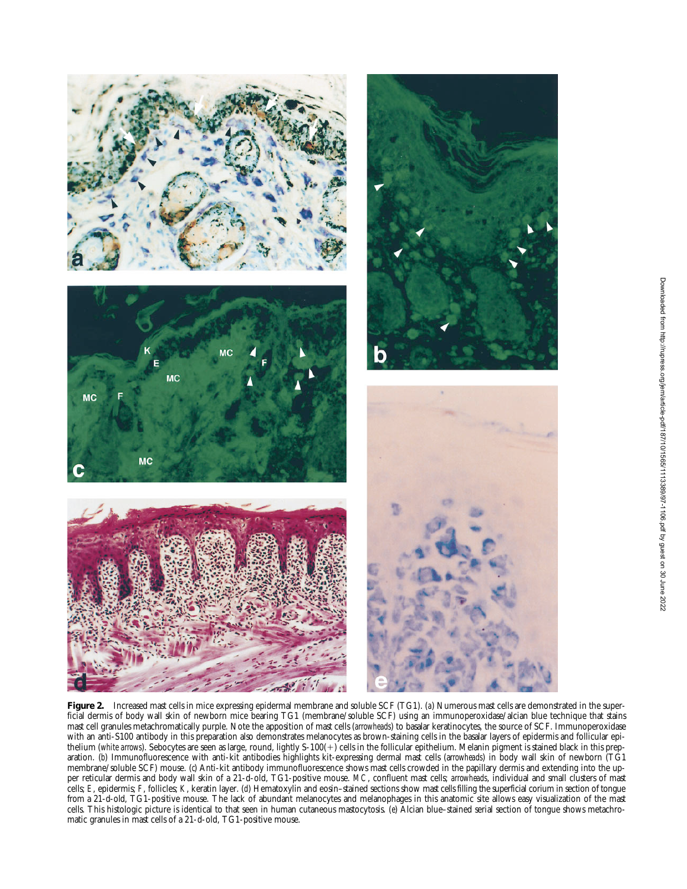**Figure 2.** Increased mast cells in mice expressing epidermal membrane and soluble SCF (TG1). (*a*) Numerous mast cells are demonstrated in the superficial dermis of body wall skin of newborn mice bearing TG1 (membrane/soluble SCF) using an immunoperoxidase/alcian blue technique that stains mast cell granules metachromatically purple. Note the apposition of mast cells (*arrowheads*) to basalar keratinocytes, the source of SCF. Immunoperoxidase with an anti-S100 antibody in this preparation also demonstrates melanocytes as brown-staining cells in the basalar layers of epidermis and follicular epithelium (*white arrows*). Sebocytes are seen as large, round, lightly S-100(+) cells in the follicular epithelium. Melanin pigment is stained black in this preparation. (*b*) Immunofluorescence with anti-kit antibodies highlights kit-expressing dermal mast cells (*arrowheads*) in body wall skin of newborn (TG1 membrane/soluble SCF) mouse. (*c*) Anti-kit antibody immunofluorescence shows mast cells crowded in the papillary dermis and extending into the upper reticular dermis and body wall skin of a 21-d-old, TG1-positive mouse. *MC*, confluent mast cells; *arrowheads*, individual and small clusters of mast cells; *E*, epidermis; *F*, follicles; *K*, keratin layer. (*d*) Hematoxylin and eosin–stained sections show mast cells filling the superficial corium in section of tongue from a 21-d-old, TG1-positive mouse. The lack of abundant melanocytes and melanophages in this anatomic site allows easy visualization of the mast cells. This histologic picture is identical to that seen in human cutaneous mastocytosis. (*e*) Alcian blue–stained serial section of tongue shows metachromatic granules in mast cells of a 21-d-old, TG1-positive mouse.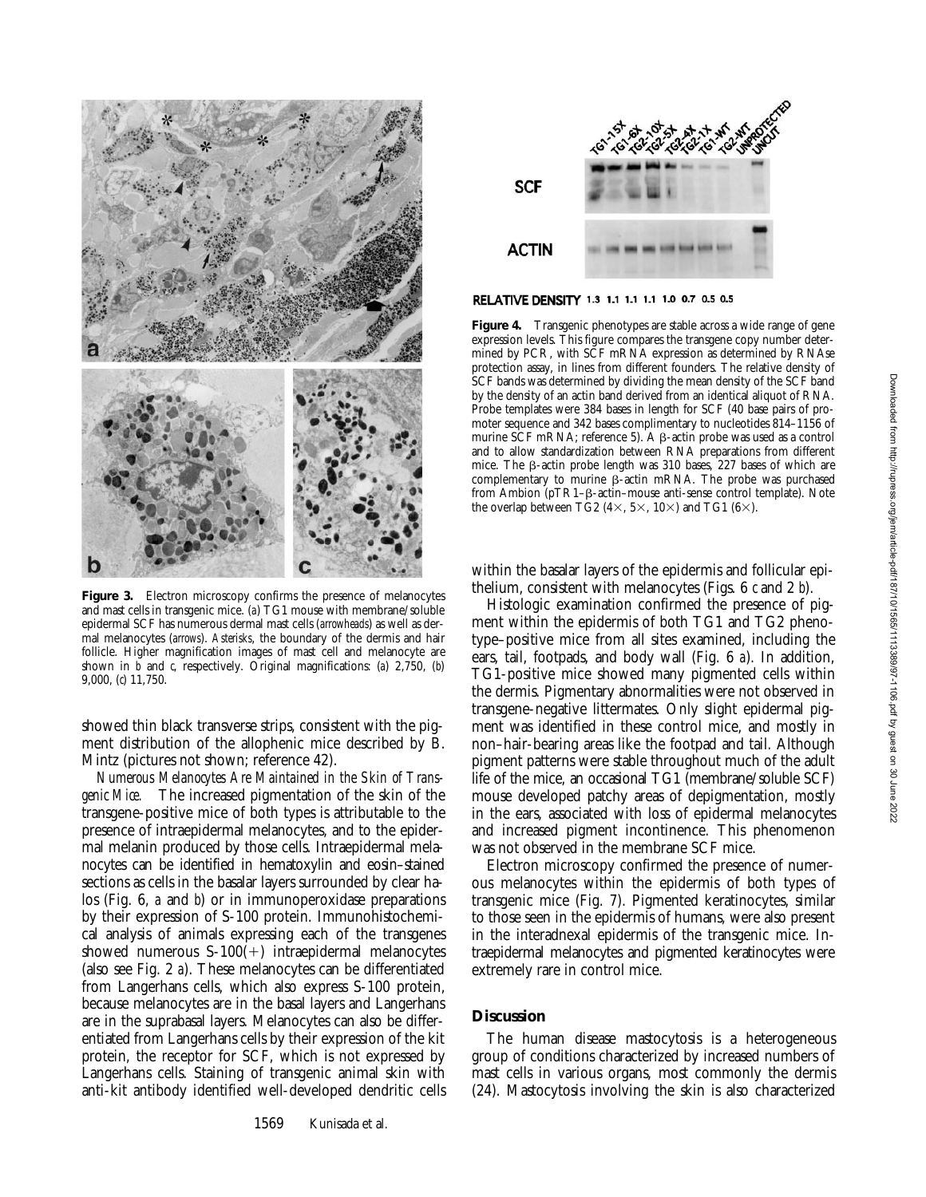**Figure 3.** Electron microscopy confirms the presence of melanocytes and mast cells in transgenic mice. (*a*) TG1 mouse with membrane/soluble epidermal SCF has numerous dermal mast cells (*arrowheads*) as well as dermal melanocytes (*arrows*). *Asterisks*, the boundary of the dermis and hair follicle. Higher magnification images of mast cell and melanocyte are shown in *b* and *c*, respectively. Original magnifications: (*a*) 2,750, (*b*) 9,000, (*c*) 11,750.

showed thin black transverse strips, consistent with the pigment distribution of the allophenic mice described by B. Mintz (pictures not shown; reference 42).

*Numerous Melanocytes Are Maintained in the Skin of Transgenic Mice.* The increased pigmentation of the skin of the transgene-positive mice of both types is attributable to the presence of intraepidermal melanocytes, and to the epidermal melanin produced by those cells. Intraepidermal melanocytes can be identified in hematoxylin and eosin–stained sections as cells in the basalar layers surrounded by clear halos (Fig. 6, *a* and *b*) or in immunoperoxidase preparations by their expression of S-100 protein. Immunohistochemical analysis of animals expressing each of the transgenes showed numerous S-100(+) intraepidermal melanocytes (also see Fig. 2 *a*). These melanocytes can be differentiated from Langerhans cells, which also express S-100 protein, because melanocytes are in the basal layers and Langerhans are in the suprabasal layers. Melanocytes can also be differentiated from Langerhans cells by their expression of the kit protein, the receptor for SCF, which is not expressed by Langerhans cells. Staining of transgenic animal skin with anti-kit antibody identified well-developed dendritic cells

| | TG1-15X | TG1-6X | TG2-10X | TG2-5X | TG2-4X | TG2-1X | TG1-WT | TG2-WT | UNPROTECTED | UNCUT |
|---|---|---|---|---|---|---|---|---|---|---|
| RELATIVE DENSITY | 1.3 | 1.1 | 1.1 | 1.1 | 1.0 | 0.7 | 0.5 | 0.5 | | |

**Figure 4.** Transgenic phenotypes are stable across a wide range of gene expression levels. This figure compares the transgene copy number determined by PCR, with SCF mRNA expression as determined by RNAse protection assay, in lines from different founders. The relative density of SCF bands was determined by dividing the mean density of the SCF band by the density of an actin band derived from an identical aliquot of RNA. Probe templates were 384 bases in length for SCF (40 base pairs of promoter sequence and 342 bases complimentary to nucleotides 814–1156 of murine SCF mRNA; reference 5). A β-actin probe was used as a control and to allow standardization between RNA preparations from different mice. The β-actin probe length was 310 bases, 227 bases of which are complementary to murine β-actin mRNA. The probe was purchased from Ambion (pTR1–β-actin–mouse anti-sense control template). Note the overlap between TG2 (4×, 5×, 10×) and TG1 (6×).

within the basalar layers of the epidermis and follicular epithelium, consistent with melanocytes (Figs. 6 *c* and 2 *b*).

Histologic examination confirmed the presence of pigment within the epidermis of both TG1 and TG2 phenotype–positive mice from all sites examined, including the ears, tail, footpads, and body wall (Fig. 6 *a*). In addition, TG1-positive mice showed many pigmented cells within the dermis. Pigmentary abnormalities were not observed in transgene-negative littermates. Only slight epidermal pigment was identified in these control mice, and mostly in non–hair-bearing areas like the footpad and tail. Although pigment patterns were stable throughout much of the adult life of the mice, an occasional TG1 (membrane/soluble SCF) mouse developed patchy areas of depigmentation, mostly in the ears, associated with loss of epidermal melanocytes and increased pigment incontinence. This phenomenon was not observed in the membrane SCF mice.

Electron microscopy confirmed the presence of numerous melanocytes within the epidermis of both types of transgenic mice (Fig. 7). Pigmented keratinocytes, similar to those seen in the epidermis of humans, were also present in the interadnexal epidermis of the transgenic mice. Intraepidermal melanocytes and pigmented keratinocytes were extremely rare in control mice.

## Discussion

The human disease mastocytosis is a heterogeneous group of conditions characterized by increased numbers of mast cells in various organs, most commonly the dermis (24). Mastocytosis involving the skin is also characterized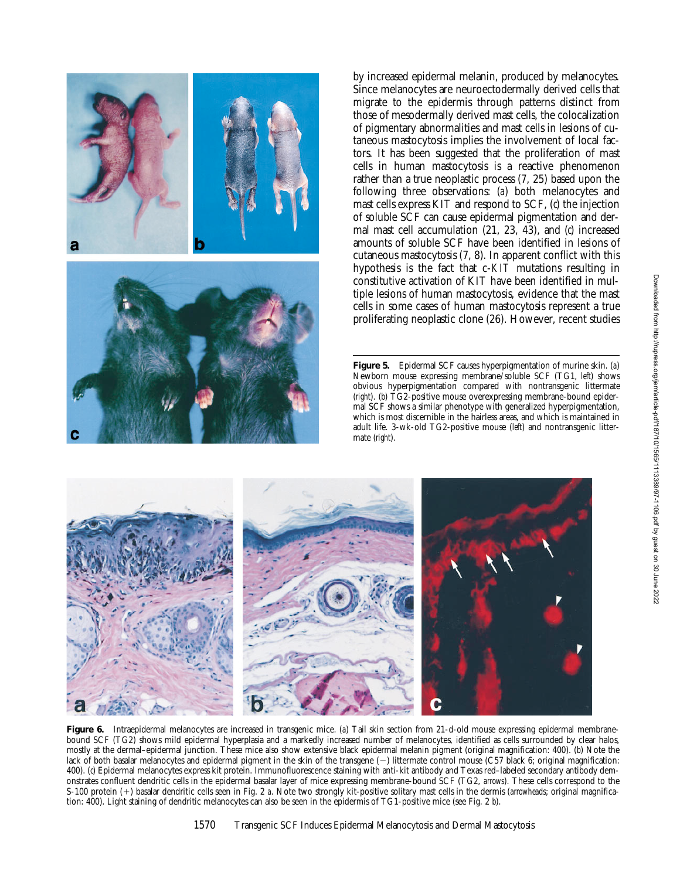by increased epidermal melanin, produced by melanocytes. Since melanocytes are neuroectodermally derived cells that migrate to the epidermis through patterns distinct from those of mesodermally derived mast cells, the colocalization of pigmentary abnormalities and mast cells in lesions of cutaneous mastocytosis implies the involvement of local factors. It has been suggested that the proliferation of mast cells in human mastocytosis is a reactive phenomenon rather than a true neoplastic process (7, 25) based upon the following three observations: (*a*) both melanocytes and mast cells express KIT and respond to SCF, (*c*) the injection of soluble SCF can cause epidermal pigmentation and dermal mast cell accumulation (21, 23, 43), and (*c*) increased amounts of soluble SCF have been identified in lesions of cutaneous mastocytosis (7, 8). In apparent conflict with this hypothesis is the fact that c-*KIT* mutations resulting in constitutive activation of KIT have been identified in multiple lesions of human mastocytosis, evidence that the mast cells in some cases of human mastocytosis represent a true proliferating neoplastic clone (26). However, recent studies

**Figure 5.** Epidermal SCF causes hyperpigmentation of murine skin. (*a*) Newborn mouse expressing membrane/soluble SCF (TG1, *left*) shows obvious hyperpigmentation compared with nontransgenic littermate (*right*). (*b*) TG2-positive mouse overexpressing membrane-bound epidermal SCF shows a similar phenotype with generalized hyperpigmentation, which is most discernible in the hairless areas, and which is maintained in adult life. 3-wk-old TG2-positive mouse (*left*) and nontransgenic littermate (*right*).

**Figure 6.** Intraepidermal melanocytes are increased in transgenic mice. (*a*) Tail skin section from 21-d-old mouse expressing epidermal membrane-bound SCF (TG2) shows mild epidermal hyperplasia and a markedly increased number of melanocytes, identified as cells surrounded by clear halos, mostly at the dermal–epidermal junction. These mice also show extensive black epidermal melanin pigment (original magnification: 400). (*b*) Note the lack of both basalar melanocytes and epidermal pigment in the skin of the transgene (−) littermate control mouse (C57 black 6; original magnification: 400). (*c*) Epidermal melanocytes express kit protein. Immunofluorescence staining with anti-kit antibody and Texas red–labeled secondary antibody demonstrates confluent dendritic cells in the epidermal basalar layer of mice expressing membrane-bound SCF (TG2, *arrows*). These cells correspond to the S-100 protein (+) basalar dendritic cells seen in Fig. 2 *a*. Note two strongly kit-positive solitary mast cells in the dermis (*arrowheads*; original magnification: 400). Light staining of dendritic melanocytes can also be seen in the epidermis of TG1-positive mice (see Fig. 2 *b*).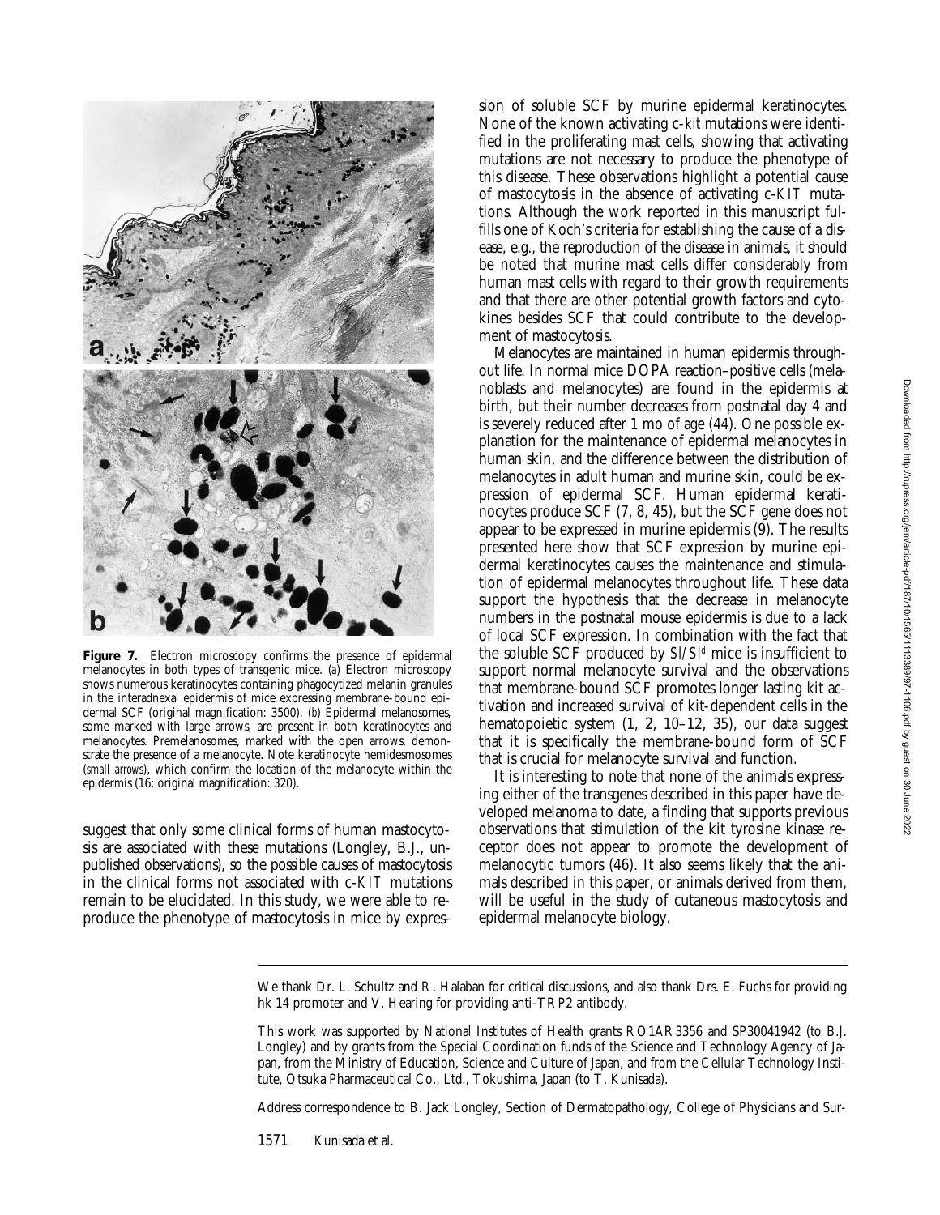**Figure 7.** Electron microscopy confirms the presence of epidermal melanocytes in both types of transgenic mice. (a) Electron microscopy shows numerous keratinocytes containing phagocytized melanin granules in the interadnexal epidermis of mice expressing membrane-bound epidermal SCF (original magnification: 3500). (b) Epidermal melanosomes, some marked with large arrows, are present in both keratinocytes and melanocytes. Premelanosomes, marked with the open arrows, demonstrate the presence of a melanocyte. Note keratinocyte hemidesmosomes (*small arrows*), which confirm the location of the melanocyte within the epidermis (16; original magnification: 320).

suggest that only some clinical forms of human mastocytosis are associated with these mutations (Longley, B.J., unpublished observations), so the possible causes of mastocytosis in the clinical forms not associated with c-*KIT* mutations remain to be elucidated. In this study, we were able to reproduce the phenotype of mastocytosis in mice by expression of soluble SCF by murine epidermal keratinocytes. None of the known activating c-*kit* mutations were identified in the proliferating mast cells, showing that activating mutations are not necessary to produce the phenotype of this disease. These observations highlight a potential cause of mastocytosis in the absence of activating c-*KIT* mutations. Although the work reported in this manuscript fulfills one of Koch's criteria for establishing the cause of a disease, e.g., the reproduction of the disease in animals, it should be noted that murine mast cells differ considerably from human mast cells with regard to their growth requirements and that there are other potential growth factors and cytokines besides SCF that could contribute to the development of mastocytosis.

Melanocytes are maintained in human epidermis throughout life. In normal mice DOPA reaction–positive cells (melanoblasts and melanocytes) are found in the epidermis at birth, but their number decreases from postnatal day 4 and is severely reduced after 1 mo of age (44). One possible explanation for the maintenance of epidermal melanocytes in human skin, and the difference between the distribution of melanocytes in adult human and murine skin, could be expression of epidermal SCF. Human epidermal keratinocytes produce SCF (7, 8, 45), but the SCF gene does not appear to be expressed in murine epidermis (9). The results presented here show that SCF expression by murine epidermal keratinocytes causes the maintenance and stimulation of epidermal melanocytes throughout life. These data support the hypothesis that the decrease in melanocyte numbers in the postnatal mouse epidermis is due to a lack of local SCF expression. In combination with the fact that the soluble SCF produced by $Sl/Sl^d$ mice is insufficient to support normal melanocyte survival and the observations that membrane-bound SCF promotes longer lasting kit activation and increased survival of kit-dependent cells in the hematopoietic system (1, 2, 10–12, 35), our data suggest that it is specifically the membrane-bound form of SCF that is crucial for melanocyte survival and function.

It is interesting to note that none of the animals expressing either of the transgenes described in this paper have developed melanoma to date, a finding that supports previous observations that stimulation of the kit tyrosine kinase receptor does not appear to promote the development of melanocytic tumors (46). It also seems likely that the animals described in this paper, or animals derived from them, will be useful in the study of cutaneous mastocytosis and epidermal melanocyte biology.

We thank Dr. L. Schultz and R. Halaban for critical discussions, and also thank Drs. E. Fuchs for providing hk 14 promoter and V. Hearing for providing anti-TRP2 antibody.

This work was supported by National Institutes of Health grants RO1AR3356 and SP30041942 (to B.J. Longley) and by grants from the Special Coordination funds of the Science and Technology Agency of Japan, from the Ministry of Education, Science and Culture of Japan, and from the Cellular Technology Institute, Otsuka Pharmaceutical Co., Ltd., Tokushima, Japan (to T. Kunisada).

Address correspondence to B. Jack Longley, Section of Dermatopathology, College of Physicians and Sur-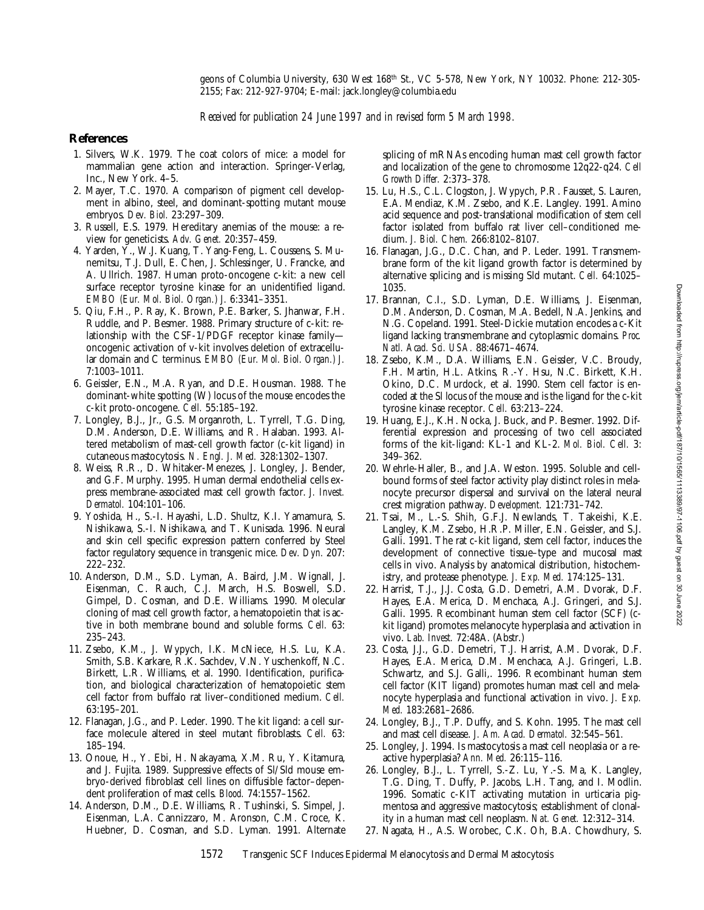geons of Columbia University, 630 West 168th St., VC 5-578, New York, NY 10032. Phone: 212-305-2155; Fax: 212-927-9704; E-mail: jack.longley@columbia.edu

*Received for publication 24 June 1997 and in revised form 5 March 1998.*

## References

1. Silvers, W.K. 1979. The coat colors of mice: a model for mammalian gene action and interaction. Springer-Verlag, Inc., New York. 4–5.
2. Mayer, T.C. 1970. A comparison of pigment cell development in albino, steel, and dominant-spotting mutant mouse embryos. *Dev. Biol.* 23:297–309.
3. Russell, E.S. 1979. Hereditary anemias of the mouse: a review for geneticists. *Adv. Genet.* 20:357–459.
4. Yarden, Y., W.J. Kuang, T. Yang-Feng, L. Coussens, S. Munemitsu, T.J. Dull, E. Chen, J. Schlessinger, U. Francke, and A. Ullrich. 1987. Human proto-oncogene c-kit: a new cell surface receptor tyrosine kinase for an unidentified ligand. *EMBO (Eur. Mol. Biol. Organ.) J.* 6:3341–3351.
5. Qiu, F.H., P. Ray, K. Brown, P.E. Barker, S. Jhanwar, F.H. Ruddle, and P. Besmer. 1988. Primary structure of c-kit: relationship with the CSF-1/PDGF receptor kinase family—oncogenic activation of v-kit involves deletion of extracellular domain and C terminus. *EMBO (Eur. Mol. Biol. Organ.) J.* 7:1003–1011.
6. Geissler, E.N., M.A. Ryan, and D.E. Housman. 1988. The dominant-white spotting (W) locus of the mouse encodes the c-kit proto-oncogene. *Cell.* 55:185–192.
7. Longley, B.J., Jr., G.S. Morganroth, L. Tyrrell, T.G. Ding, D.M. Anderson, D.E. Williams, and R. Halaban. 1993. Altered metabolism of mast-cell growth factor (c-kit ligand) in cutaneous mastocytosis. *N. Engl. J. Med.* 328:1302–1307.
8. Weiss, R.R., D. Whitaker-Menezes, J. Longley, J. Bender, and G.F. Murphy. 1995. Human dermal endothelial cells express membrane-associated mast cell growth factor. *J. Invest. Dermatol.* 104:101–106.
9. Yoshida, H., S.-I. Hayashi, L.D. Shultz, K.I. Yamamura, S. Nishikawa, S.-I. Nishikawa, and T. Kunisada. 1996. Neural and skin cell specific expression pattern conferred by Steel factor regulatory sequence in transgenic mice. *Dev. Dyn.* 207:222–232.
10. Anderson, D.M., S.D. Lyman, A. Baird, J.M. Wignall, J. Eisenman, C. Rauch, C.J. March, H.S. Boswell, S.D. Gimpel, D. Cosman, and D.E. Williams. 1990. Molecular cloning of mast cell growth factor, a hematopoietin that is active in both membrane bound and soluble forms. *Cell.* 63:235–243.
11. Zsebo, K.M., J. Wypych, I.K. McNiece, H.S. Lu, K.A. Smith, S.B. Karkare, R.K. Sachdev, V.N. Yuschenkoff, N.C. Birkett, L.R. Williams, et al. 1990. Identification, purification, and biological characterization of hematopoietic stem cell factor from buffalo rat liver–conditioned medium. *Cell.* 63:195–201.
12. Flanagan, J.G., and P. Leder. 1990. The kit ligand: a cell surface molecule altered in steel mutant fibroblasts. *Cell.* 63:185–194.
13. Onoue, H., Y. Ebi, H. Nakayama, X.M. Ru, Y. Kitamura, and J. Fujita. 1989. Suppressive effects of Sl/Sld mouse embryo-derived fibroblast cell lines on diffusible factor–dependent proliferation of mast cells. *Blood.* 74:1557–1562.
14. Anderson, D.M., D.E. Williams, R. Tushinski, S. Simpel, J. Eisenman, L.A. Cannizzaro, M. Aronson, C.M. Croce, K. Huebner, D. Cosman, and S.D. Lyman. 1991. Alternate splicing of mRNAs encoding human mast cell growth factor and localization of the gene to chromosome 12q22-q24. *Cell Growth Differ.* 2:373–378.
15. Lu, H.S., C.L. Clogston, J. Wypych, P.R. Fausset, S. Lauren, E.A. Mendiaz, K.M. Zsebo, and K.E. Langley. 1991. Amino acid sequence and post-translational modification of stem cell factor isolated from buffalo rat liver cell–conditioned medium. *J. Biol. Chem.* 266:8102–8107.
16. Flanagan, J.G., D.C. Chan, and P. Leder. 1991. Transmembrane form of the kit ligand growth factor is determined by alternative splicing and is missing Sld mutant. *Cell.* 64:1025–1035.
17. Brannan, C.I., S.D. Lyman, D.E. Williams, J. Eisenman, D.M. Anderson, D. Cosman, M.A. Bedell, N.A. Jenkins, and N.G. Copeland. 1991. Steel-Dickie mutation encodes a c-Kit ligand lacking transmembrane and cytoplasmic domains. *Proc. Natl. Acad. Sci. USA.* 88:4671–4674.
18. Zsebo, K.M., D.A. Williams, E.N. Geissler, V.C. Broudy, F.H. Martin, H.L. Atkins, R.-Y. Hsu, N.C. Birkett, K.H. Okino, D.C. Murdock, et al. 1990. Stem cell factor is encoded at the Sl locus of the mouse and is the ligand for the c-kit tyrosine kinase receptor. *Cell.* 63:213–224.
19. Huang, E.J., K.H. Nocka, J. Buck, and P. Besmer. 1992. Differential expression and processing of two cell associated forms of the kit-ligand: KL-1 and KL-2. *Mol. Biol. Cell.* 3:349–362.
20. Wehrle-Haller, B., and J.A. Weston. 1995. Soluble and cell-bound forms of steel factor activity play distinct roles in melanocyte precursor dispersal and survival on the lateral neural crest migration pathway. *Development.* 121:731–742.
21. Tsai, M., L.-S. Shih, G.F.J. Newlands, T. Takeishi, K.E. Langley, K.M. Zsebo, H.R.P. Miller, E.N. Geissler, and S.J. Galli. 1991. The rat c-kit ligand, stem cell factor, induces the development of connective tissue–type and mucosal mast cells in vivo. Analysis by anatomical distribution, histochemistry, and protease phenotype. *J. Exp. Med.* 174:125–131.
22. Harrist, T.J., J.J. Costa, G.D. Demetri, A.M. Dvorak, D.F. Hayes, E.A. Merica, D. Menchaca, A.J. Gringeri, and S.J. Galli. 1995. Recombinant human stem cell factor (SCF) (c-kit ligand) promotes melanocyte hyperplasia and activation in vivo. *Lab. Invest.* 72:48A. (Abstr.)
23. Costa, J.J., G.D. Demetri, T.J. Harrist, A.M. Dvorak, D.F. Hayes, E.A. Merica, D.M. Menchaca, A.J. Gringeri, L.B. Schwartz, and S.J. Galli,. 1996. Recombinant human stem cell factor (KIT ligand) promotes human mast cell and melanocyte hyperplasia and functional activation in vivo. *J. Exp. Med.* 183:2681–2686.
24. Longley, B.J., T.P. Duffy, and S. Kohn. 1995. The mast cell and mast cell disease. *J. Am. Acad. Dermatol.* 32:545–561.
25. Longley, J. 1994. Is mastocytosis a mast cell neoplasia or a reactive hyperplasia? *Ann. Med.* 26:115–116.
26. Longley, B.J., L. Tyrrell, S.-Z. Lu, Y.-S. Ma, K. Langley, T.G. Ding, T. Duffy, P. Jacobs, L.H. Tang, and I. Modlin. 1996. Somatic c-KIT activating mutation in urticaria pigmentosa and aggressive mastocytosis; establishment of clonality in a human mast cell neoplasm. *Nat. Genet.* 12:312–314.
27. Nagata, H., A.S. Worobec, C.K. Oh, B.A. Chowdhury, S.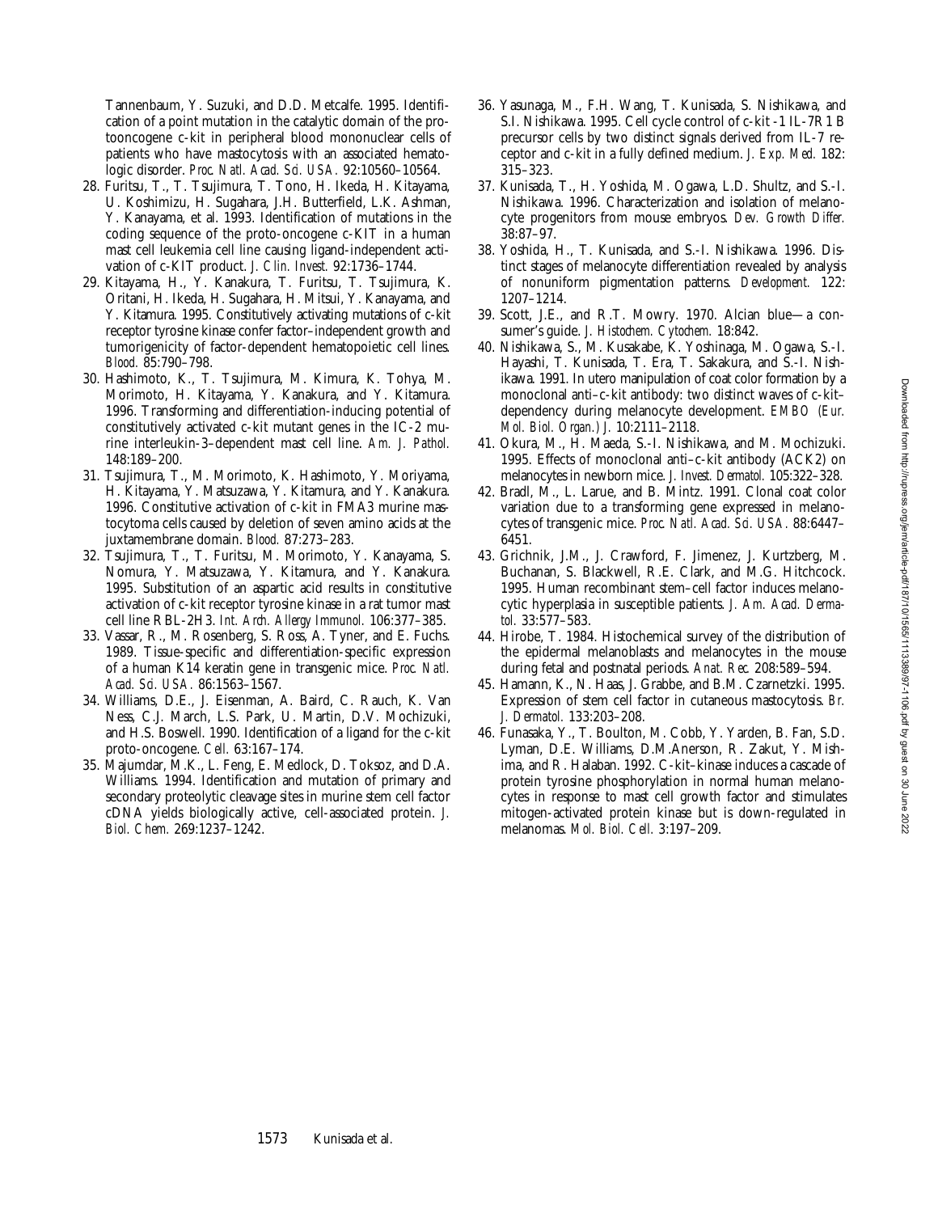Tannenbaum, Y. Suzuki, and D.D. Metcalfe. 1995. Identification of a point mutation in the catalytic domain of the protooncogene c-kit in peripheral blood mononuclear cells of patients who have mastocytosis with an associated hematologic disorder. *Proc. Natl. Acad. Sci. USA.* 92:10560–10564.

28. Furitsu, T., T. Tsujimura, T. Tono, H. Ikeda, H. Kitayama, U. Koshimizu, H. Sugahara, J.H. Butterfield, L.K. Ashman, Y. Kanayama, et al. 1993. Identification of mutations in the coding sequence of the proto-oncogene c-KIT in a human mast cell leukemia cell line causing ligand-independent activation of c-KIT product. *J. Clin. Invest.* 92:1736–1744.
29. Kitayama, H., Y. Kanakura, T. Furitsu, T. Tsujimura, K. Oritani, H. Ikeda, H. Sugahara, H. Mitsui, Y. Kanayama, and Y. Kitamura. 1995. Constitutively activating mutations of c-kit receptor tyrosine kinase confer factor–independent growth and tumorigenicity of factor-dependent hematopoietic cell lines. *Blood.* 85:790–798.
30. Hashimoto, K., T. Tsujimura, M. Kimura, K. Tohya, M. Morimoto, H. Kitayama, Y. Kanakura, and Y. Kitamura. 1996. Transforming and differentiation-inducing potential of constitutively activated c-kit mutant genes in the IC-2 murine interleukin-3–dependent mast cell line. *Am. J. Pathol.* 148:189–200.
31. Tsujimura, T., M. Morimoto, K. Hashimoto, Y. Moriyama, H. Kitayama, Y. Matsuzawa, Y. Kitamura, and Y. Kanakura. 1996. Constitutive activation of c-kit in FMA3 murine mastocytoma cells caused by deletion of seven amino acids at the juxtamembrane domain. *Blood.* 87:273–283.
32. Tsujimura, T., T. Furitsu, M. Morimoto, Y. Kanayama, S. Nomura, Y. Matsuzawa, Y. Kitamura, and Y. Kanakura. 1995. Substitution of an aspartic acid results in constitutive activation of c-kit receptor tyrosine kinase in a rat tumor mast cell line RBL-2H3. *Int. Arch. Allergy Immunol.* 106:377–385.
33. Vassar, R., M. Rosenberg, S. Ross, A. Tyner, and E. Fuchs. 1989. Tissue-specific and differentiation-specific expression of a human K14 keratin gene in transgenic mice. *Proc. Natl. Acad. Sci. USA.* 86:1563–1567.
34. Williams, D.E., J. Eisenman, A. Baird, C. Rauch, K. Van Ness, C.J. March, L.S. Park, U. Martin, D.V. Mochizuki, and H.S. Boswell. 1990. Identification of a ligand for the c-kit proto-oncogene. *Cell.* 63:167–174.
35. Majumdar, M.K., L. Feng, E. Medlock, D. Toksoz, and D.A. Williams. 1994. Identification and mutation of primary and secondary proteolytic cleavage sites in murine stem cell factor cDNA yields biologically active, cell-associated protein. *J. Biol. Chem.* 269:1237–1242.
36. Yasunaga, M., F.H. Wang, T. Kunisada, S. Nishikawa, and S.I. Nishikawa. 1995. Cell cycle control of c-kit - 1 IL-7R 1 B precursor cells by two distinct signals derived from IL-7 receptor and c-kit in a fully defined medium. *J. Exp. Med.* 182: 315–323.
37. Kunisada, T., H. Yoshida, M. Ogawa, L.D. Shultz, and S.-I. Nishikawa. 1996. Characterization and isolation of melanocyte progenitors from mouse embryos. *Dev. Growth Differ.* 38:87–97.
38. Yoshida, H., T. Kunisada, and S.-I. Nishikawa. 1996. Distinct stages of melanocyte differentiation revealed by analysis of nonuniform pigmentation patterns. *Development.* 122: 1207–1214.
39. Scott, J.E., and R.T. Mowry. 1970. Alcian blue—a consumer's guide. *J. Histochem. Cytochem.* 18:842.
40. Nishikawa, S., M. Kusakabe, K. Yoshinaga, M. Ogawa, S.-I. Hayashi, T. Kunisada, T. Era, T. Sakakura, and S.-I. Nishikawa. 1991. In utero manipulation of coat color formation by a monoclonal anti–c-kit antibody: two distinct waves of c-kit–dependency during melanocyte development. *EMBO (Eur. Mol. Biol. Organ.) J.* 10:2111–2118.
41. Okura, M., H. Maeda, S.-I. Nishikawa, and M. Mochizuki. 1995. Effects of monoclonal anti–c-kit antibody (ACK2) on melanocytes in newborn mice. *J. Invest. Dermatol.* 105:322–328.
42. Bradl, M., L. Larue, and B. Mintz. 1991. Clonal coat color variation due to a transforming gene expressed in melanocytes of transgenic mice. *Proc. Natl. Acad. Sci. USA.* 88:6447–6451.
43. Grichnik, J.M., J. Crawford, F. Jimenez, J. Kurtzberg, M. Buchanan, S. Blackwell, R.E. Clark, and M.G. Hitchcock. 1995. Human recombinant stem–cell factor induces melanocytic hyperplasia in susceptible patients. *J. Am. Acad. Dermatol.* 33:577–583.
44. Hirobe, T. 1984. Histochemical survey of the distribution of the epidermal melanoblasts and melanocytes in the mouse during fetal and postnatal periods. *Anat. Rec.* 208:589–594.
45. Hamann, K., N. Haas, J. Grabbe, and B.M. Czarnetzki. 1995. Expression of stem cell factor in cutaneous mastocytosis. *Br. J. Dermatol.* 133:203–208.
46. Funasaka, Y., T. Boulton, M. Cobb, Y. Yarden, B. Fan, S.D. Lyman, D.E. Williams, D.M.Anerson, R. Zakut, Y. Mishima, and R. Halaban. 1992. C-kit–kinase induces a cascade of protein tyrosine phosphorylation in normal human melanocytes in response to mast cell growth factor and stimulates mitogen-activated protein kinase but is down-regulated in melanomas. *Mol. Biol. Cell.* 3:197–209.